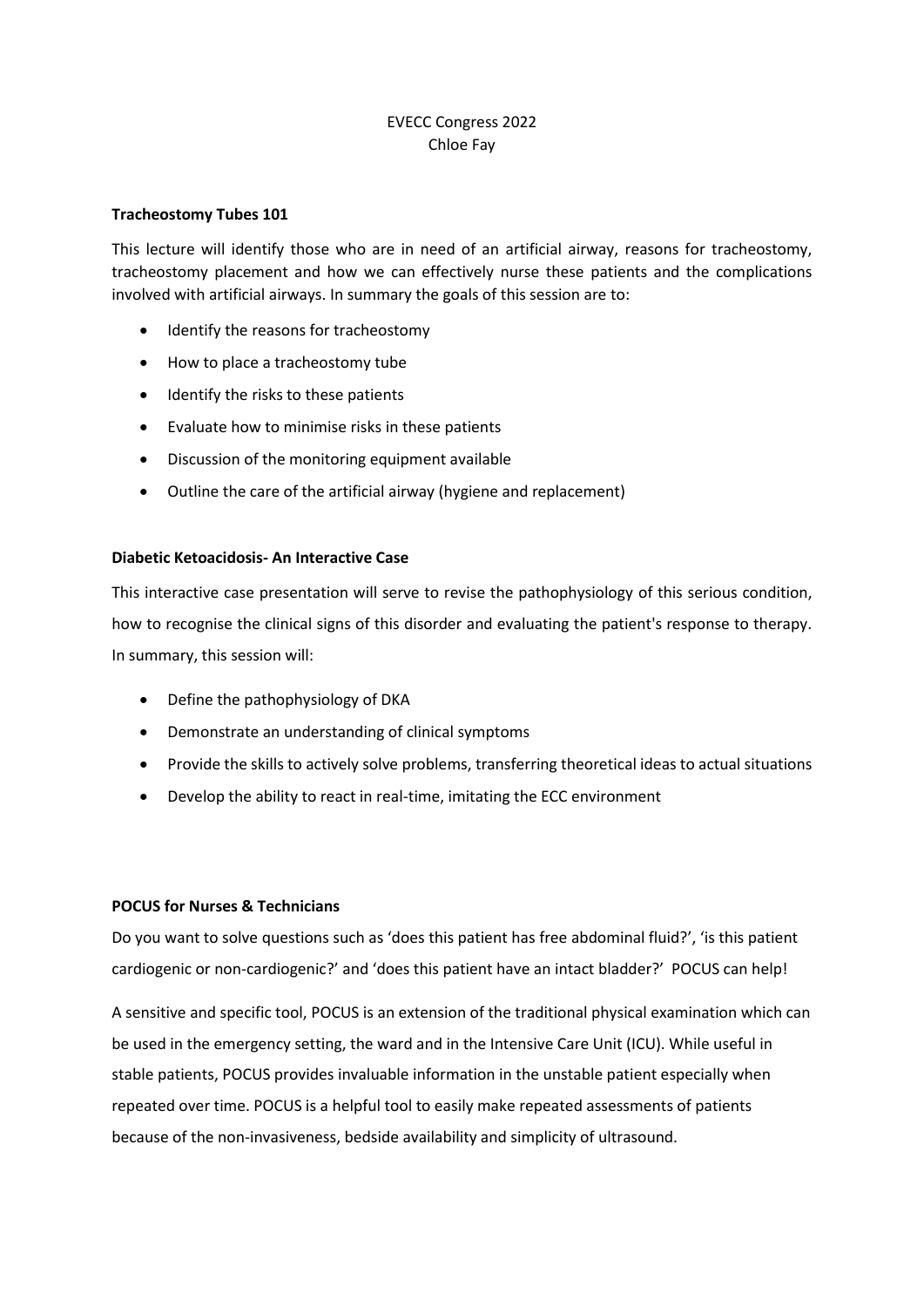EVECC Congress 2022
Chloe Fay

**Tracheostomy Tubes 101**

This lecture will identify those who are in need of an artificial airway, reasons for tracheostomy, tracheostomy placement and how we can effectively nurse these patients and the complications involved with artificial airways. In summary the goals of this session are to:

- Identify the reasons for tracheostomy
- How to place a tracheostomy tube
- Identify the risks to these patients
- Evaluate how to minimise risks in these patients
- Discussion of the monitoring equipment available
- Outline the care of the artificial airway (hygiene and replacement)

**Diabetic Ketoacidosis- An Interactive Case**

This interactive case presentation will serve to revise the pathophysiology of this serious condition, how to recognise the clinical signs of this disorder and evaluating the patient's response to therapy. In summary, this session will:

- Define the pathophysiology of DKA
- Demonstrate an understanding of clinical symptoms
- Provide the skills to actively solve problems, transferring theoretical ideas to actual situations
- Develop the ability to react in real-time, imitating the ECC environment

**POCUS for Nurses & Technicians**

Do you want to solve questions such as 'does this patient has free abdominal fluid?', 'is this patient cardiogenic or non-cardiogenic?' and 'does this patient have an intact bladder?' POCUS can help!

A sensitive and specific tool, POCUS is an extension of the traditional physical examination which can be used in the emergency setting, the ward and in the Intensive Care Unit (ICU). While useful in stable patients, POCUS provides invaluable information in the unstable patient especially when repeated over time. POCUS is a helpful tool to easily make repeated assessments of patients because of the non-invasiveness, bedside availability and simplicity of ultrasound.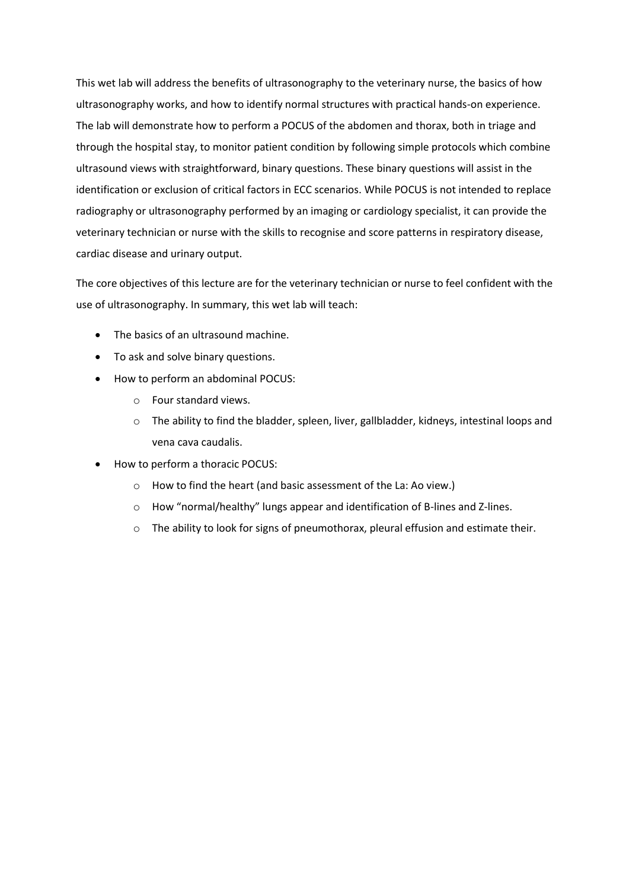This wet lab will address the benefits of ultrasonography to the veterinary nurse, the basics of how ultrasonography works, and how to identify normal structures with practical hands-on experience. The lab will demonstrate how to perform a POCUS of the abdomen and thorax, both in triage and through the hospital stay, to monitor patient condition by following simple protocols which combine ultrasound views with straightforward, binary questions. These binary questions will assist in the identification or exclusion of critical factors in ECC scenarios. While POCUS is not intended to replace radiography or ultrasonography performed by an imaging or cardiology specialist, it can provide the veterinary technician or nurse with the skills to recognise and score patterns in respiratory disease, cardiac disease and urinary output.

The core objectives of this lecture are for the veterinary technician or nurse to feel confident with the use of ultrasonography. In summary, this wet lab will teach:

- The basics of an ultrasound machine.
- To ask and solve binary questions.
- How to perform an abdominal POCUS:
  - Four standard views.
  - The ability to find the bladder, spleen, liver, gallbladder, kidneys, intestinal loops and vena cava caudalis.
- How to perform a thoracic POCUS:
  - How to find the heart (and basic assessment of the La: Ao view.)
  - How "normal/healthy" lungs appear and identification of B-lines and Z-lines.
  - The ability to look for signs of pneumothorax, pleural effusion and estimate their.